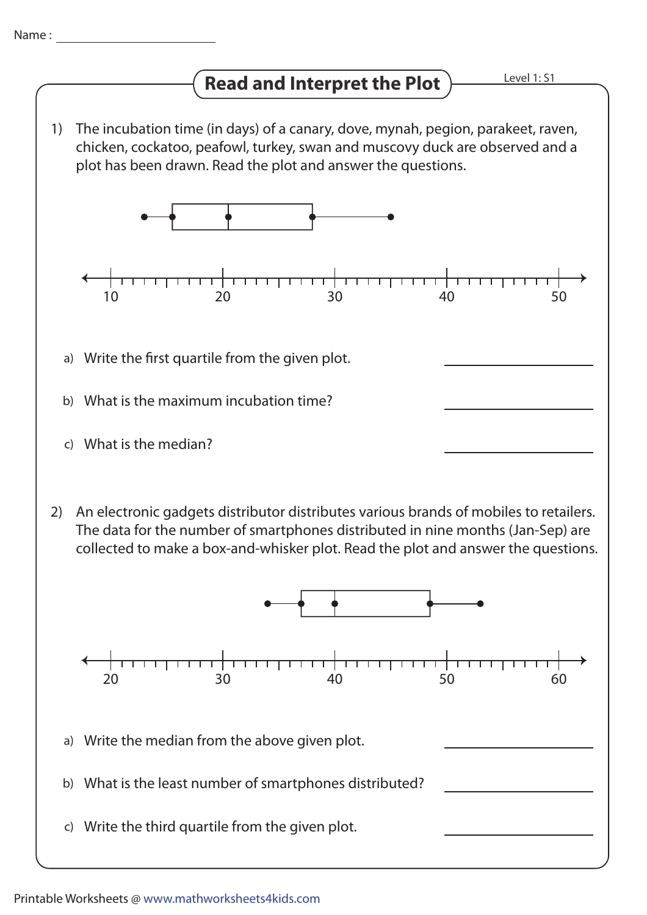Name :

# Read and Interpret the Plot

Level 1: S1

1) The incubation time (in days) of a canary, dove, mynah, pegion, parakeet, raven, chicken, cockatoo, peafowl, turkey, swan and muscovy duck are observed and a plot has been drawn. Read the plot and answer the questions.

10 20 30 40 50

a) Write the first quartile from the given plot. ____________

b) What is the maximum incubation time? ____________

c) What is the median? ____________

2) An electronic gadgets distributor distributes various brands of mobiles to retailers. The data for the number of smartphones distributed in nine months (Jan-Sep) are collected to make a box-and-whisker plot. Read the plot and answer the questions.

20 30 40 50 60

a) Write the median from the above given plot. ____________

b) What is the least number of smartphones distributed? ____________

c) Write the third quartile from the given plot. ____________

Printable Worksheets @ www.mathworksheets4kids.com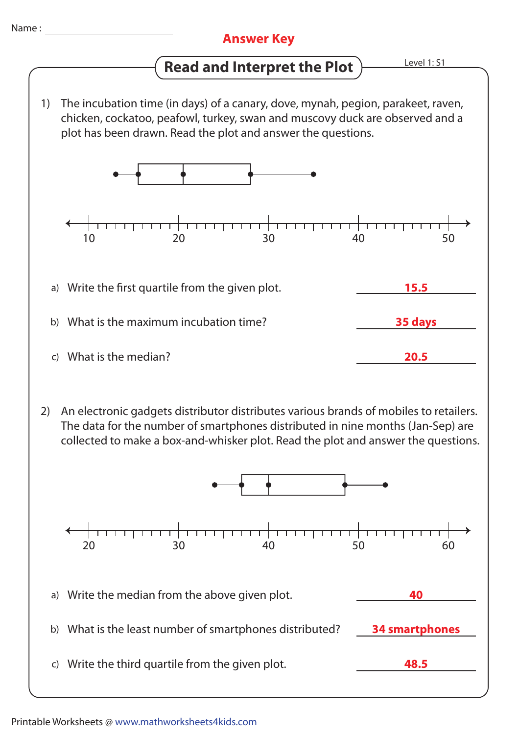Name : ______________________

**Answer Key**

## Read and Interpret the Plot

Level 1: S1

1) The incubation time (in days) of a canary, dove, mynah, pegion, parakeet, raven, chicken, cockatoo, peafowl, turkey, swan and muscovy duck are observed and a plot has been drawn. Read the plot and answer the questions.

10 20 30 40 50

a) Write the first quartile from the given plot. **15.5**

b) What is the maximum incubation time? **35 days**

c) What is the median? **20.5**

2) An electronic gadgets distributor distributes various brands of mobiles to retailers. The data for the number of smartphones distributed in nine months (Jan-Sep) are collected to make a box-and-whisker plot. Read the plot and answer the questions.

20 30 40 50 60

a) Write the median from the above given plot. **40**

b) What is the least number of smartphones distributed? **34 smartphones**

c) Write the third quartile from the given plot. **48.5**

Printable Worksheets @ www.mathworksheets4kids.com